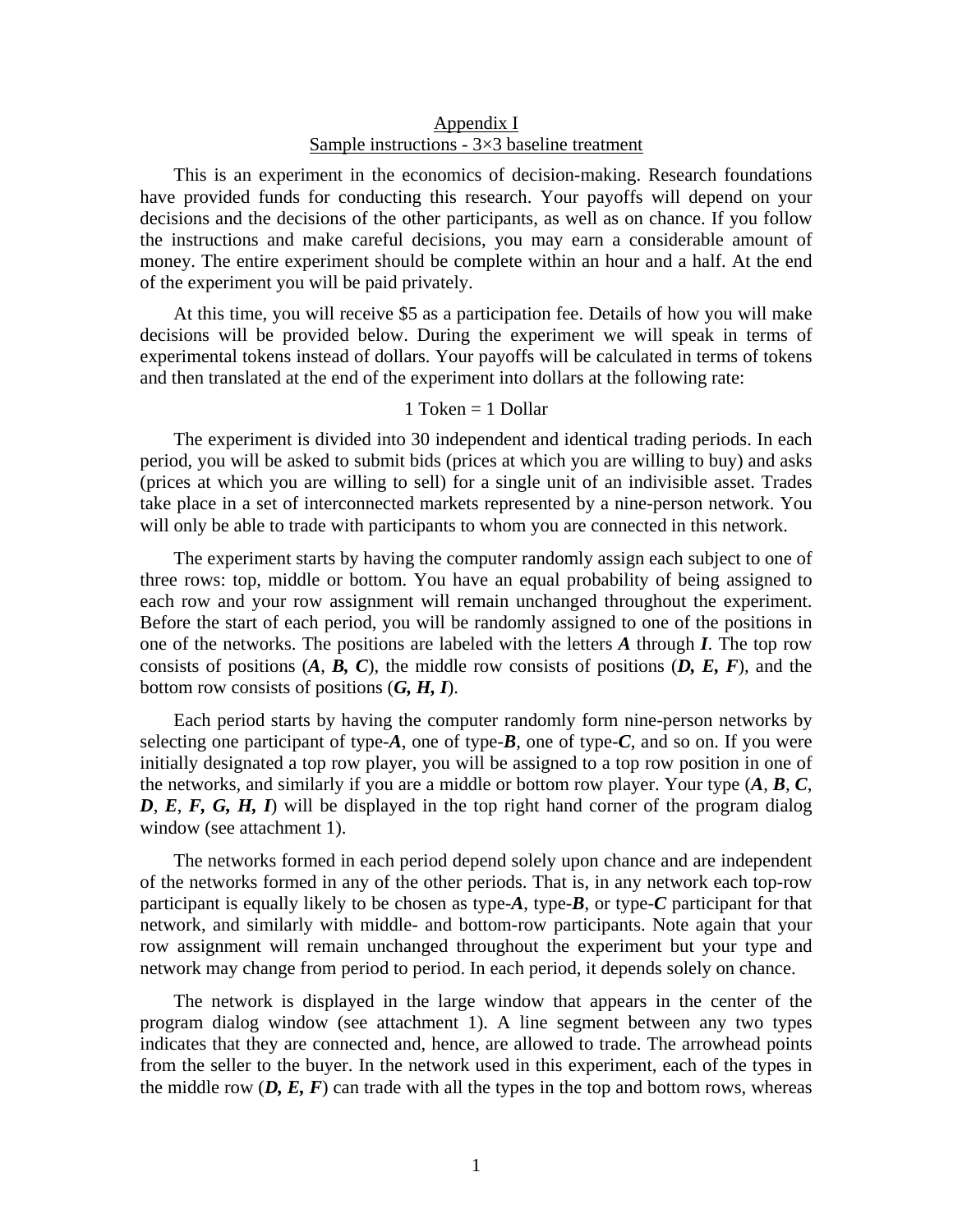Appendix I

Sample instructions - 3×3 baseline treatment

This is an experiment in the economics of decision-making. Research foundations have provided funds for conducting this research. Your payoffs will depend on your decisions and the decisions of the other participants, as well as on chance. If you follow the instructions and make careful decisions, you may earn a considerable amount of money. The entire experiment should be complete within an hour and a half. At the end of the experiment you will be paid privately.

At this time, you will receive $5 as a participation fee. Details of how you will make decisions will be provided below. During the experiment we will speak in terms of experimental tokens instead of dollars. Your payoffs will be calculated in terms of tokens and then translated at the end of the experiment into dollars at the following rate:

1 Token = 1 Dollar

The experiment is divided into 30 independent and identical trading periods. In each period, you will be asked to submit bids (prices at which you are willing to buy) and asks (prices at which you are willing to sell) for a single unit of an indivisible asset. Trades take place in a set of interconnected markets represented by a nine-person network. You will only be able to trade with participants to whom you are connected in this network.

The experiment starts by having the computer randomly assign each subject to one of three rows: top, middle or bottom. You have an equal probability of being assigned to each row and your row assignment will remain unchanged throughout the experiment. Before the start of each period, you will be randomly assigned to one of the positions in one of the networks. The positions are labeled with the letters ***A*** through ***I***. The top row consists of positions (***A***, ***B, C***), the middle row consists of positions (***D, E, F***), and the bottom row consists of positions (***G, H, I***).

Each period starts by having the computer randomly form nine-person networks by selecting one participant of type-***A***, one of type-***B***, one of type-***C***, and so on. If you were initially designated a top row player, you will be assigned to a top row position in one of the networks, and similarly if you are a middle or bottom row player. Your type (***A***, ***B***, ***C***, ***D***, ***E***, ***F, G, H, I***) will be displayed in the top right hand corner of the program dialog window (see attachment 1).

The networks formed in each period depend solely upon chance and are independent of the networks formed in any of the other periods. That is, in any network each top-row participant is equally likely to be chosen as type-***A***, type-***B***, or type-***C*** participant for that network, and similarly with middle- and bottom-row participants. Note again that your row assignment will remain unchanged throughout the experiment but your type and network may change from period to period. In each period, it depends solely on chance.

The network is displayed in the large window that appears in the center of the program dialog window (see attachment 1). A line segment between any two types indicates that they are connected and, hence, are allowed to trade. The arrowhead points from the seller to the buyer. In the network used in this experiment, each of the types in the middle row (***D, E, F***) can trade with all the types in the top and bottom rows, whereas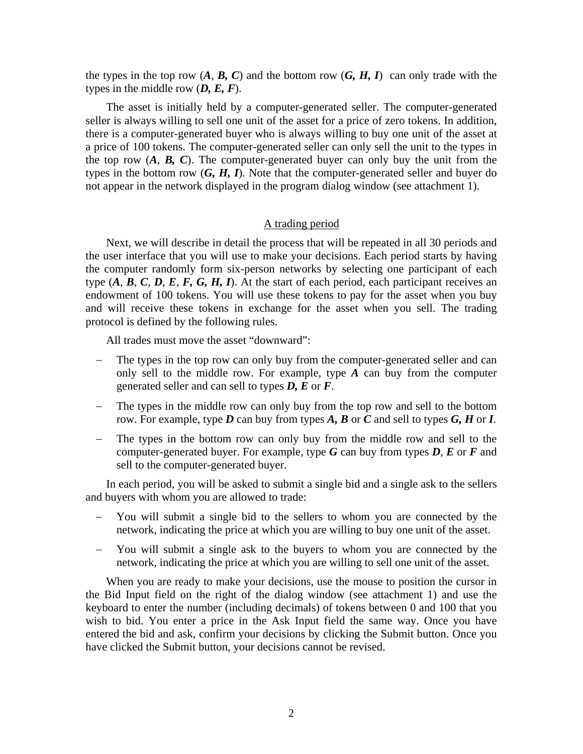the types in the top row (***A***, ***B, C***) and the bottom row (***G, H, I***) can only trade with the types in the middle row (***D, E, F***).

The asset is initially held by a computer-generated seller. The computer-generated seller is always willing to sell one unit of the asset for a price of zero tokens. In addition, there is a computer-generated buyer who is always willing to buy one unit of the asset at a price of 100 tokens. The computer-generated seller can only sell the unit to the types in the top row (***A***, ***B, C***). The computer-generated buyer can only buy the unit from the types in the bottom row (***G, H, I***). Note that the computer-generated seller and buyer do not appear in the network displayed in the program dialog window (see attachment 1).

## A trading period

Next, we will describe in detail the process that will be repeated in all 30 periods and the user interface that you will use to make your decisions. Each period starts by having the computer randomly form six-person networks by selecting one participant of each type (***A***, ***B***, ***C***, ***D***, ***E***, ***F***, ***G***, ***H***, ***I***). At the start of each period, each participant receives an endowment of 100 tokens. You will use these tokens to pay for the asset when you buy and will receive these tokens in exchange for the asset when you sell. The trading protocol is defined by the following rules.

All trades must move the asset "downward":

- The types in the top row can only buy from the computer-generated seller and can only sell to the middle row. For example, type ***A*** can buy from the computer generated seller and can sell to types ***D, E*** or ***F***.
- The types in the middle row can only buy from the top row and sell to the bottom row. For example, type ***D*** can buy from types ***A, B*** or ***C*** and sell to types ***G, H*** or ***I***.
- The types in the bottom row can only buy from the middle row and sell to the computer-generated buyer. For example, type ***G*** can buy from types ***D***, ***E*** or ***F*** and sell to the computer-generated buyer.

In each period, you will be asked to submit a single bid and a single ask to the sellers and buyers with whom you are allowed to trade:

- You will submit a single bid to the sellers to whom you are connected by the network, indicating the price at which you are willing to buy one unit of the asset.
- You will submit a single ask to the buyers to whom you are connected by the network, indicating the price at which you are willing to sell one unit of the asset.

When you are ready to make your decisions, use the mouse to position the cursor in the Bid Input field on the right of the dialog window (see attachment 1) and use the keyboard to enter the number (including decimals) of tokens between 0 and 100 that you wish to bid. You enter a price in the Ask Input field the same way. Once you have entered the bid and ask, confirm your decisions by clicking the Submit button. Once you have clicked the Submit button, your decisions cannot be revised.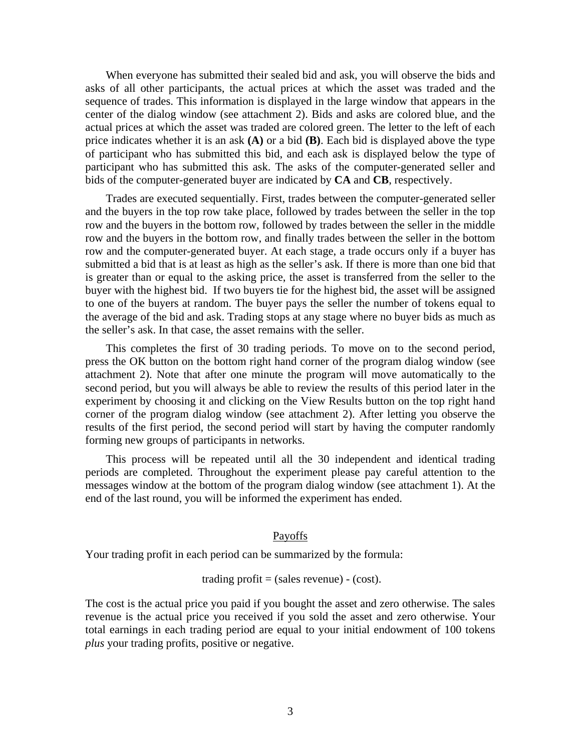When everyone has submitted their sealed bid and ask, you will observe the bids and asks of all other participants, the actual prices at which the asset was traded and the sequence of trades. This information is displayed in the large window that appears in the center of the dialog window (see attachment 2). Bids and asks are colored blue, and the actual prices at which the asset was traded are colored green. The letter to the left of each price indicates whether it is an ask **(A)** or a bid **(B)**. Each bid is displayed above the type of participant who has submitted this bid, and each ask is displayed below the type of participant who has submitted this ask. The asks of the computer-generated seller and bids of the computer-generated buyer are indicated by **CA** and **CB**, respectively.

Trades are executed sequentially. First, trades between the computer-generated seller and the buyers in the top row take place, followed by trades between the seller in the top row and the buyers in the bottom row, followed by trades between the seller in the middle row and the buyers in the bottom row, and finally trades between the seller in the bottom row and the computer-generated buyer. At each stage, a trade occurs only if a buyer has submitted a bid that is at least as high as the seller's ask. If there is more than one bid that is greater than or equal to the asking price, the asset is transferred from the seller to the buyer with the highest bid. If two buyers tie for the highest bid, the asset will be assigned to one of the buyers at random. The buyer pays the seller the number of tokens equal to the average of the bid and ask. Trading stops at any stage where no buyer bids as much as the seller's ask. In that case, the asset remains with the seller.

This completes the first of 30 trading periods. To move on to the second period, press the OK button on the bottom right hand corner of the program dialog window (see attachment 2). Note that after one minute the program will move automatically to the second period, but you will always be able to review the results of this period later in the experiment by choosing it and clicking on the View Results button on the top right hand corner of the program dialog window (see attachment 2). After letting you observe the results of the first period, the second period will start by having the computer randomly forming new groups of participants in networks.

This process will be repeated until all the 30 independent and identical trading periods are completed. Throughout the experiment please pay careful attention to the messages window at the bottom of the program dialog window (see attachment 1). At the end of the last round, you will be informed the experiment has ended.

## Payoffs

Your trading profit in each period can be summarized by the formula:

trading profit = (sales revenue) - (cost).

The cost is the actual price you paid if you bought the asset and zero otherwise. The sales revenue is the actual price you received if you sold the asset and zero otherwise. Your total earnings in each trading period are equal to your initial endowment of 100 tokens *plus* your trading profits, positive or negative.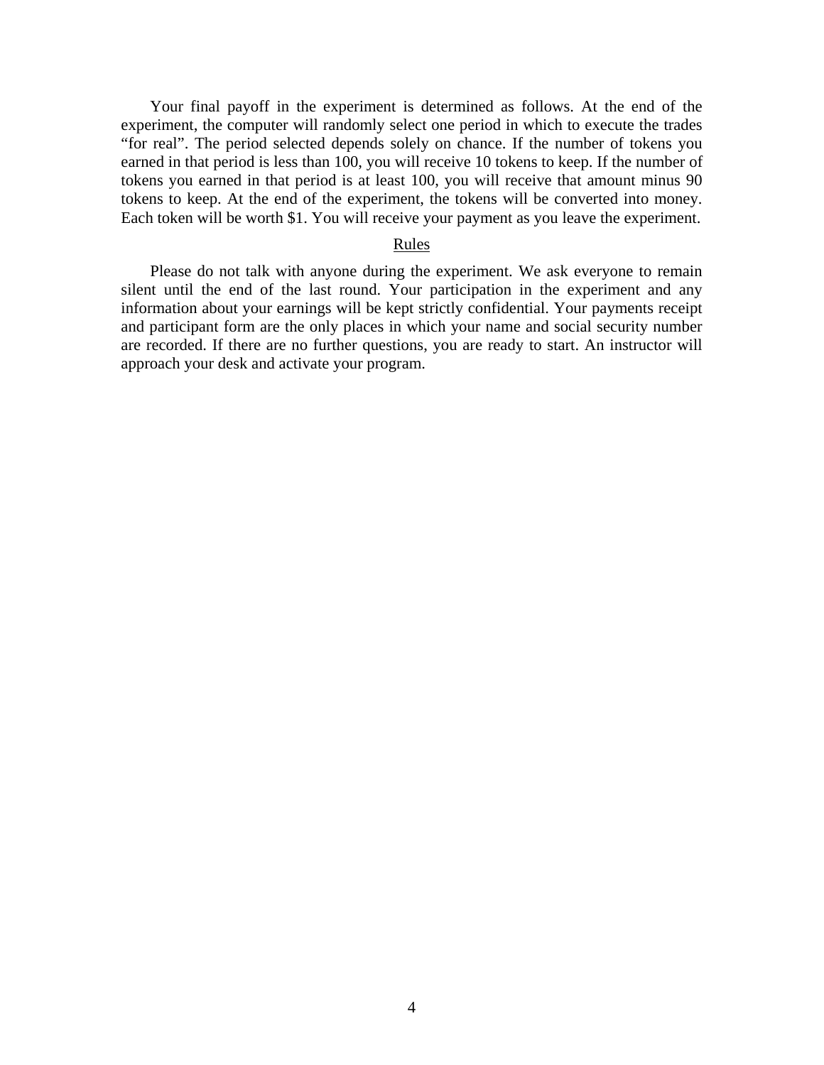Your final payoff in the experiment is determined as follows. At the end of the experiment, the computer will randomly select one period in which to execute the trades "for real". The period selected depends solely on chance. If the number of tokens you earned in that period is less than 100, you will receive 10 tokens to keep. If the number of tokens you earned in that period is at least 100, you will receive that amount minus 90 tokens to keep. At the end of the experiment, the tokens will be converted into money. Each token will be worth $1. You will receive your payment as you leave the experiment.

## Rules

Please do not talk with anyone during the experiment. We ask everyone to remain silent until the end of the last round. Your participation in the experiment and any information about your earnings will be kept strictly confidential. Your payments receipt and participant form are the only places in which your name and social security number are recorded. If there are no further questions, you are ready to start. An instructor will approach your desk and activate your program.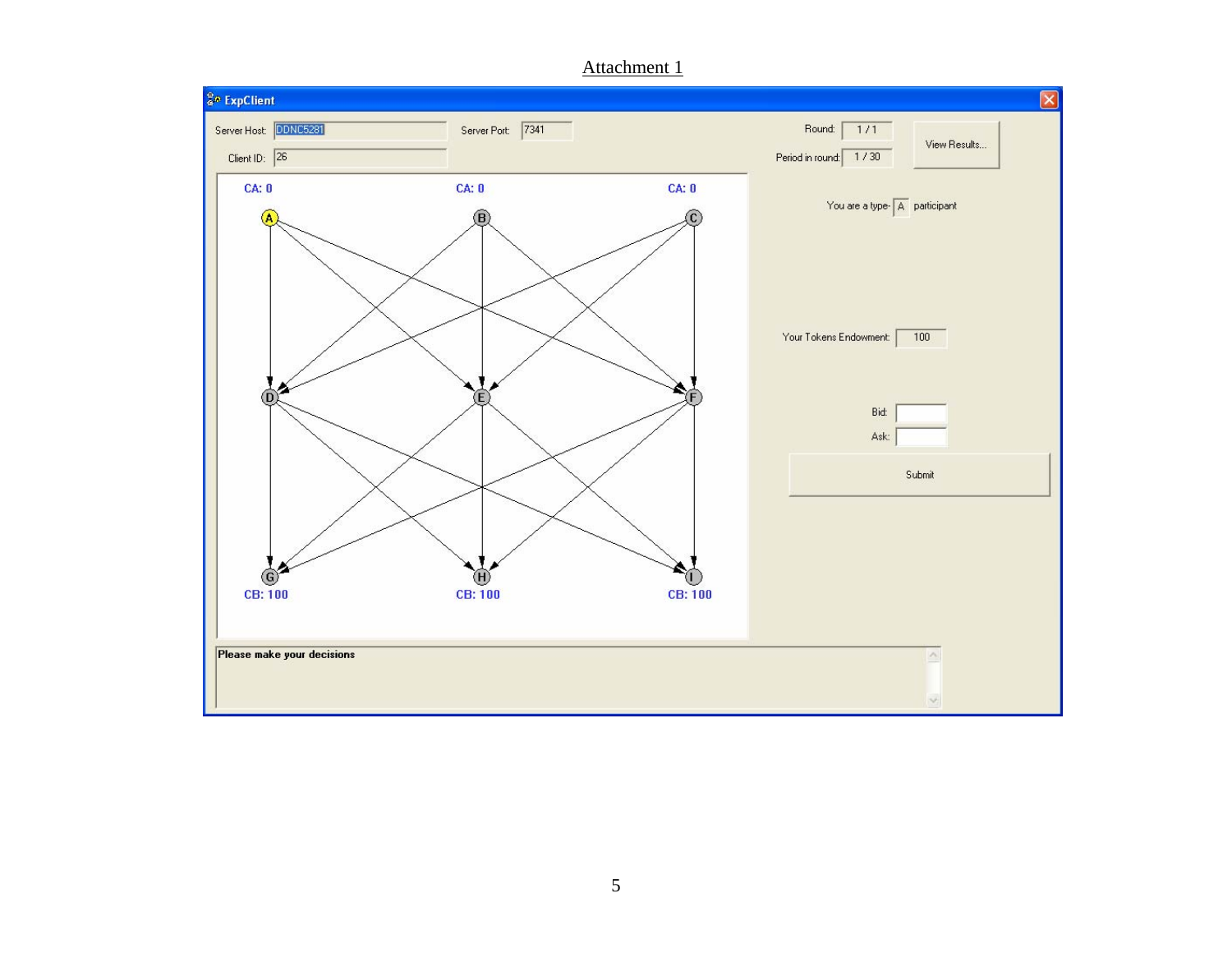Attachment 1

ExpClient

Server Host: DDNC5281  Server Port: 7341

Client ID: 26

Round: 1 / 1

Period in round: 1 / 30

View Results...

CA: 0  CA: 0  CA: 0

A  B  C

D  E  F

G  H  I

CB: 100  CB: 100  CB: 100

You are a type- A participant

Your Tokens Endowment: 100

Bid:

Ask:

Submit

Please make your decisions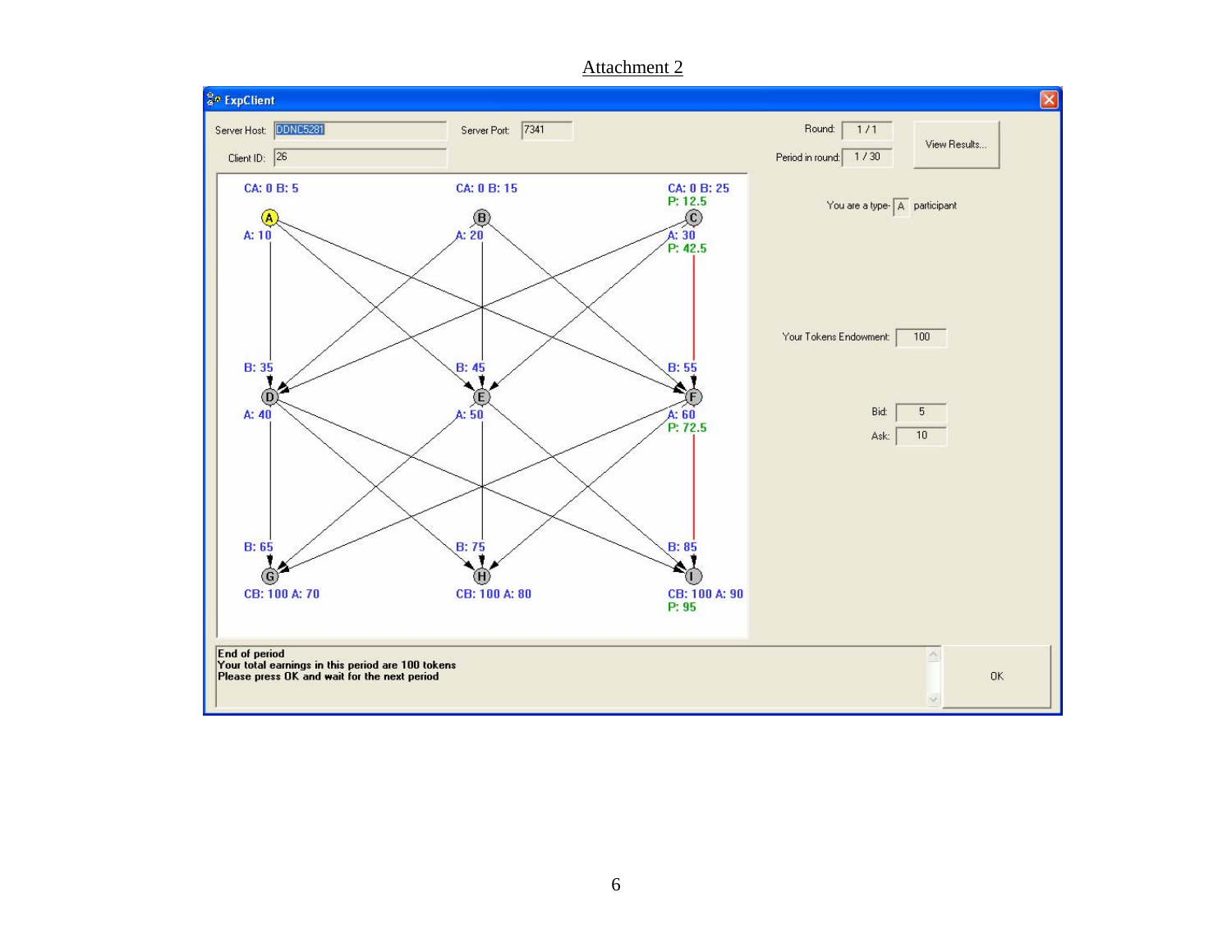Attachment 2

ExpClient

Server Host: DDNC5281
Server Port: 7341
Client ID: 26

Round: 1 / 1
Period in round: 1 / 30
View Results...

CA: 0 B: 5
CA: 0 B: 15
CA: 0 B: 25
P: 12.5
A
B
C
A: 10
A: 20
A: 30
P: 42.5
B: 35
B: 45
B: 55
D
E
F
A: 40
A: 50
A: 60
P: 72.5
B: 65
B: 75
B: 85
G
H
I
CB: 100 A: 70
CB: 100 A: 80
CB: 100 A: 90
P: 95

You are a type- A participant

Your Tokens Endowment: 100

Bid: 5
Ask: 10

**End of period**
**Your total earnings in this period are 100 tokens**
**Please press OK and wait for the next period**

OK